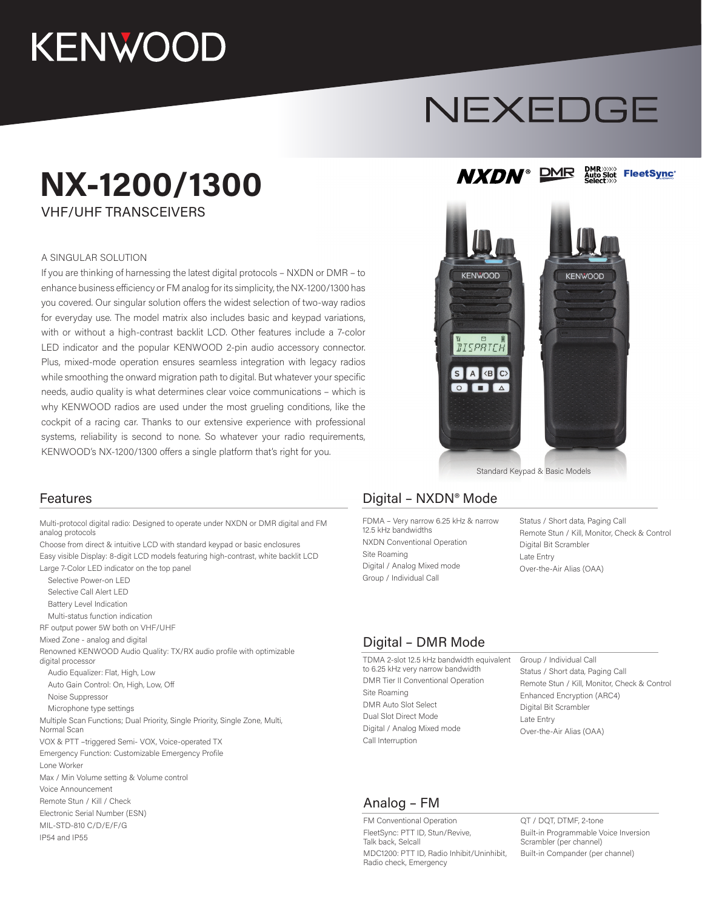KENWOOD

NEXEDGE

# NX-1200/1300

VHF/UHF TRANSCEIVERS

NXDN® DMR DMR Auto Slot Select FleetSync®

A SINGULAR SOLUTION

If you are thinking of harnessing the latest digital protocols – NXDN or DMR – to enhance business efficiency or FM analog for its simplicity, the NX-1200/1300 has you covered. Our singular solution offers the widest selection of two-way radios for everyday use. The model matrix also includes basic and keypad variations, with or without a high-contrast backlit LCD. Other features include a 7-color LED indicator and the popular KENWOOD 2-pin audio accessory connector. Plus, mixed-mode operation ensures seamless integration with legacy radios while smoothing the onward migration path to digital. But whatever your specific needs, audio quality is what determines clear voice communications – which is why KENWOOD radios are used under the most grueling conditions, like the cockpit of a racing car. Thanks to our extensive experience with professional systems, reliability is second to none. So whatever your radio requirements, KENWOOD's NX-1200/1300 offers a single platform that's right for you.

Standard Keypad & Basic Models

## Features

- Multi-protocol digital radio: Designed to operate under NXDN or DMR digital and FM analog protocols
- Choose from direct & intuitive LCD with standard keypad or basic enclosures
- Easy visible Display: 8-digit LCD models featuring high-contrast, white backlit LCD
- Large 7-Color LED indicator on the top panel
  - Selective Power-on LED
  - Selective Call Alert LED
  - Battery Level Indication
  - Multi-status function indication
- RF output power 5W both on VHF/UHF
- Mixed Zone - analog and digital
- Renowned KENWOOD Audio Quality: TX/RX audio profile with optimizable digital processor
  - Audio Equalizer: Flat, High, Low
  - Auto Gain Control: On, High, Low, Off
  - Noise Suppressor
  - Microphone type settings
- Multiple Scan Functions; Dual Priority, Single Priority, Single Zone, Multi, Normal Scan
- VOX & PTT –triggered Semi- VOX, Voice-operated TX
- Emergency Function: Customizable Emergency Profile
- Lone Worker
- Max / Min Volume setting & Volume control
- Voice Announcement
- Remote Stun / Kill / Check
- Electronic Serial Number (ESN)
- MIL-STD-810 C/D/E/F/G
- IP54 and IP55

## Digital – NXDN® Mode

- FDMA – Very narrow 6.25 kHz & narrow 12.5 kHz bandwidths
- NXDN Conventional Operation
- Site Roaming
- Digital / Analog Mixed mode
- Group / Individual Call
- Status / Short data, Paging Call
- Remote Stun / Kill, Monitor, Check & Control
- Digital Bit Scrambler
- Late Entry
- Over-the-Air Alias (OAA)

## Digital – DMR Mode

- TDMA 2-slot 12.5 kHz bandwidth equivalent to 6.25 kHz very narrow bandwidth
- DMR Tier II Conventional Operation
- Site Roaming
- DMR Auto Slot Select
- Dual Slot Direct Mode
- Digital / Analog Mixed mode
- Call Interruption
- Group / Individual Call
- Status / Short data, Paging Call
- Remote Stun / Kill, Monitor, Check & Control
- Enhanced Encryption (ARC4)
- Digital Bit Scrambler
- Late Entry
- Over-the-Air Alias (OAA)

## Analog – FM

- FM Conventional Operation
- FleetSync: PTT ID, Stun/Revive, Talk back, Selcall
- MDC1200: PTT ID, Radio Inhibit/Uninhibit, Radio check, Emergency
- QT / DQT, DTMF, 2-tone
- Built-in Programmable Voice Inversion Scrambler (per channel)
- Built-in Compander (per channel)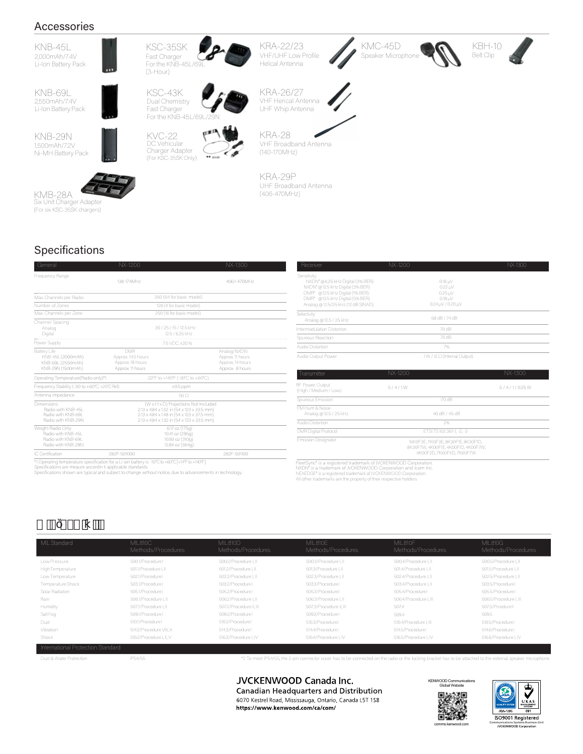## Accessories

**KNB-45L**
2,000mAh/7.4V
Li-Ion Battery Pack

**KSC-35SK**
Fast Charger
For the KNB-45L/69L
(3-Hour)

**KRA-22/23**
VHF/UHF Low Profile
Helical Antenna

**KMC-45D**
Speaker Microphone

**KBH-10**
Belt Clip

**KNB-69L**
2,550mAh/7.4V
Li-Ion Battery Pack

**KSC-43K**
Dual Chemistry
Fast Charger
For the KNB-45L/69L/29N

**KRA-26/27**
VHF Herical Antenna
UHF Whip Antenna

**KNB-29N**
1,500mAh/7.2V
Ni-MH Battery Pack

**KVC-22**
DC Vehicular
Charger Adapter
(For KSC-35SK Only)

**KRA-28**
VHF Broadband Antenna
(140-170MHz)

**KMB-28A**
Six Unit Charger Adapter
(For six KSC-35SK chargers)

**KRA-29P**
UHF Broadband Antenna
(406-470MHz)

## Specifications

| General | NX-1200 | NX-1300 |
|---|---|---|
| Frequency Range | 136-174MHz | 406.1-470MHz |
| Max. Channels per Radio | 260 (64 for basic model) | |
| Number of Zones | 128 (4 for basic model) | |
| Max. Channels per Zone | 250 (16 for basic model) | |
| Channel Spacing<br>Analog<br>Digital | 30 / 25 / 15 / 12.5 kHz<br>12.5 / 6.25 kHz | |
| Power Supply | 7.5 VDC ±20 % | |
| Battery Life<br>KNB-45L (2000mAh)<br>KNB-69L (2550mAh)<br>KNB-29N (1500mAh) | DMR<br>Approx 14.5 hours<br>Approx. 19 hours<br>Approx. 11 hours | Analog/NXDN<br>Approx. 11 hours<br>Approx. 14 hours<br>Approx. 8 hours |
| Operating Temperature(Radio only)*1 | -22°F to +140°F (-30°C to +60°C) | |
| Frequency Stability (-30 to +60°C, +25°C Ref.) | ±0.5 ppm | |
| Antenna Impedance | 50 Ω | |
| Dimensions<br>Radio with KNB-45L<br>Radio with KNB-69L<br>Radio with KNB-29N | (W x H x D) Projections Not Included<br>2.13 x 4.84 x 1.32 in (54 x 123 x 33.5 mm)<br>2.13 x 4.84 x 1.48 in (54 x 123 x 37.5 mm)<br>2.13 x 4.84 x 1.32 in (54 x 123 x 33.5 mm) | |
| Weight Radio Only<br>Radio with KNB-45L<br>Radio with KNB-69L<br>Radio with KNB-29N | 6.17 oz (175g)<br>10.41 oz (295g)<br>10.93 oz (310g)<br>12.84 oz (364g) | |
| IC Certification | 282F-501000 | 282F-501100 |

*1 Operating temperature specification for a Li-ion battery is -10°C to +60°C (+14°F to +140°F).
Specifications are meaure accordin ti applicable standards.
Specifications shown are typical and subject to change without notice, due to advancements in technology.

| Receiver | NX-1200 | NX-1300 |
|---|---|---|
| Sensitivity<br>NXDN* @ 6.25 kHz Digital (3% BER)<br>NXDN* @ 12.5 kHz Digital (3% BER)<br>DMR* @ 12.5 kHz Digital (1% BER)<br>DMR* @ 12.5 kHz Digital (5% BER)<br>Analog @ 12.5/25 kHz (12 dB SINAD) | 0.18 µV<br>0.22 µV<br>0.25 µV<br>0.18 µV<br>0.24 µV / 0.20 µV | |
| Selectivity<br>Analog @ 12.5 / 25 kHz | 68 dB / 74 dB | |
| Intermodulation Distortion | 70 dB | |
| Spurious Rejection | 70 dB | |
| Audio Distortion | 7% | |
| Audio Output Power | 1 W / 12 Ω (Internal Output) | |

| Transmitter | NX-1200 | NX-1300 |
|---|---|---|
| RF Power Output<br>(High / Medium / Low) | 5 / 4 / 1 W | 5 / 4 / 1 / 0.25 W |
| Spurious Emission | -70 dB | |
| FM Hum & Noise<br>Analog @ 12.5 / 25 kHz | 40 dB / 45 dB | |
| Audio Distortion | 2% | |
| DMR Digital Protocol | ETSI TS 102 361-1, -2, -3 | |
| Emission Designator | 16K0F3E, 11K0F3E, 8K30F1E, 8K30F1D, 8K30F7W, 4K00F1E, 4K00F1D, 4K00F7W, 4K00F2D, 7K60FXD, 7K60F7W | |

FleetSync* is a registered trademark of JVCKENWOOD Corporation.
NXDN* is a trademark of JVCKENWOOD Corporation and Icom Inc.
NEXEDGE* is a registered trademark of JVCKENWOOD Corporation.
All other trademarks are the property of their respective holders.

| MIL Standard | MIL 810C Methods/Procedures | MIL 810D Methods/Procedures | MIL 810E Methods/Procedures | MIL 810F Methods/Procedures | MIL 810G Methods/Procedures |
|---|---|---|---|---|---|
| Low Pressure | 500.1/Procedure I | 500.2/Procedure I, II | 500.3/Procedure I, II | 500.4/Procedure I, II | 500.5/Procedure I, II |
| High Temperature | 501.1/Procedure I, II | 501.2/Procedure I, II | 501.3/Procedure I, II | 501.4/Procedure I, II | 501.5/Procedure I, II |
| Low Temperature | 502.1/Procedure I | 502.2/Procedure I, II | 502.3/Procedure I, II | 502.4/Procedure I, II | 502.5/Procedure I, II |
| Temperature Shock | 503.1/Procedure I | 503.2/Procedure I | 503.3/Procedure I | 503.4/Procedure I, II | 503.5/Procedure I |
| Solar Radiation | 505.1/Procedure I | 505.2/Procedure I | 505.3/Procedure I | 505.4/Procedure I | 505.5/Procedure I |
| Rain | 506.1/Procedure I, II | 506.2/Procedure I, II | 506.3/Procedure I, II | 506.4/Procedure I, III | 506.5/Procedure I, III |
| Humidity | 507.1/Procedure I, II | 507.2/Procedure II, III | 507.3/Procedure II, III | 507.4 | 507.5/Procedure II |
| Salt Fog | 509.1/Procedure I | 509.2/Procedure I | 509.3/Procedure I | 509.4 | 509.5 |
| Dust | 510.1/Procedure I | 510.2/Procedure I | 510.3/Procedure I | 510.4/Procedure I, III | 510.5/Procedure I |
| Vibration | 514.2/Procedure VIII, X | 514.3/Procedure I | 514.4/Procedure I | 514.5/Procedure I | 514.6/Procedure I |
| Shock | 516.2/Procedure I, II, V | 516.3/Procedure I, IV | 516.4/Procedure I, IV | 516.5/Procedure I, IV | 516.6/Procedure I, IV |
| **International Protection Standard** | | | | | |
| Dust & Water Protection | IP54/55 | *2 To meet IP54/55, the 2-pin connector cover has to be connected on the radio or the locking bracket has to be attached to the external speaker microphone. | | | |

**JVCKENWOOD Canada Inc.**
**Canadian Headquarters and Distribution**
6070 Kestrel Road, Mississauga, Ontario, Canada L5T 1S8
**https://www.kenwood.com/ca/com/**

KENWOOD Communications Global Website
comms.kenwood.com

ISO9001 Registered
Communications Systems Business Unit
JVCKENWOOD Corporation